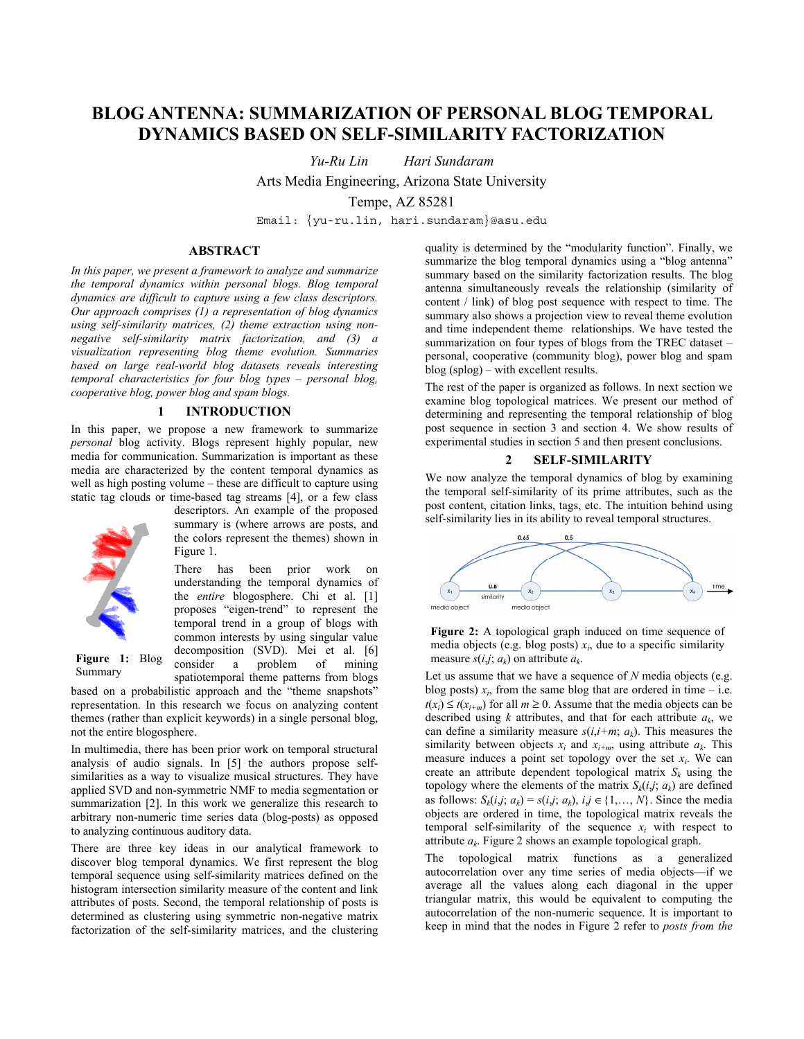# BLOG ANTENNA: SUMMARIZATION OF PERSONAL BLOG TEMPORAL DYNAMICS BASED ON SELF-SIMILARITY FACTORIZATION

*Yu-Ru Lin* *Hari Sundaram*

Arts Media Engineering, Arizona State University

Tempe, AZ 85281

Email: {yu-ru.lin, hari.sundaram}@asu.edu

## ABSTRACT

*In this paper, we present a framework to analyze and summarize the temporal dynamics within personal blogs. Blog temporal dynamics are difficult to capture using a few class descriptors. Our approach comprises (1) a representation of blog dynamics using self-similarity matrices, (2) theme extraction using non-negative self-similarity matrix factorization, and (3) a visualization representing blog theme evolution. Summaries based on large real-world blog datasets reveals interesting temporal characteristics for four blog types – personal blog, cooperative blog, power blog and spam blogs.*

## 1 INTRODUCTION

In this paper, we propose a new framework to summarize *personal* blog activity. Blogs represent highly popular, new media for communication. Summarization is important as these media are characterized by the content temporal dynamics as well as high posting volume – these are difficult to capture using static tag clouds or time-based tag streams [4], or a few class descriptors. An example of the proposed summary is (where arrows are posts, and the colors represent the themes) shown in Figure 1.

**Figure 1:** Blog Summary

There has been prior work on understanding the temporal dynamics of the *entire* blogosphere. Chi et al. [1] proposes "eigen-trend" to represent the temporal trend in a group of blogs with common interests by using singular value decomposition (SVD). Mei et al. [6] consider a problem of mining spatiotemporal theme patterns from blogs based on a probabilistic approach and the "theme snapshots" representation. In this research we focus on analyzing content themes (rather than explicit keywords) in a single personal blog, not the entire blogosphere.

In multimedia, there has been prior work on temporal structural analysis of audio signals. In [5] the authors propose self-similarities as a way to visualize musical structures. They have applied SVD and non-symmetric NMF to media segmentation or summarization [2]. In this work we generalize this research to arbitrary non-numeric time series data (blog-posts) as opposed to analyzing continuous auditory data.

There are three key ideas in our analytical framework to discover blog temporal dynamics. We first represent the blog temporal sequence using self-similarity matrices defined on the histogram intersection similarity measure of the content and link attributes of posts. Second, the temporal relationship of posts is determined as clustering using symmetric non-negative matrix factorization of the self-similarity matrices, and the clustering quality is determined by the "modularity function". Finally, we summarize the blog temporal dynamics using a "blog antenna" summary based on the similarity factorization results. The blog antenna simultaneously reveals the relationship (similarity of content / link) of blog post sequence with respect to time. The summary also shows a projection view to reveal theme evolution and time independent theme relationships. We have tested the summarization on four types of blogs from the TREC dataset – personal, cooperative (community blog), power blog and spam blog (splog) – with excellent results.

The rest of the paper is organized as follows. In next section we examine blog topological matrices. We present our method of determining and representing the temporal relationship of blog post sequence in section 3 and section 4. We show results of experimental studies in section 5 and then present conclusions.

## 2 SELF-SIMILARITY

We now analyze the temporal dynamics of blog by examining the temporal self-similarity of its prime attributes, such as the post content, citation links, tags, etc. The intuition behind using self-similarity lies in its ability to reveal temporal structures.

**Figure 2:** A topological graph induced on time sequence of media objects (e.g. blog posts) $x_i$, due to a specific similarity measure $s(i,j; a_k)$ on attribute $a_k$.

Let us assume that we have a sequence of $N$ media objects (e.g. blog posts) $x_i$, from the same blog that are ordered in time – i.e. $t(x_i) \leq t(x_{i+m})$ for all $m \geq 0$. Assume that the media objects can be described using $k$ attributes, and that for each attribute $a_k$, we can define a similarity measure $s(i,i+m; a_k)$. This measures the similarity between objects $x_i$ and $x_{i+m}$, using attribute $a_k$. This measure induces a point set topology over the set $x_i$. We can create an attribute dependent topological matrix $S_k$ using the topology where the elements of the matrix $S_k(i,j; a_k)$ are defined as follows: $S_k(i,j; a_k) = s(i,j; a_k)$, $i,j \in \{1,\ldots, N\}$. Since the media objects are ordered in time, the topological matrix reveals the temporal self-similarity of the sequence $x_i$ with respect to attribute $a_k$. Figure 2 shows an example topological graph.

The topological matrix functions as a generalized autocorrelation over any time series of media objects—if we average all the values along each diagonal in the upper triangular matrix, this would be equivalent to computing the autocorrelation of the non-numeric sequence. It is important to keep in mind that the nodes in Figure 2 refer to *posts from the*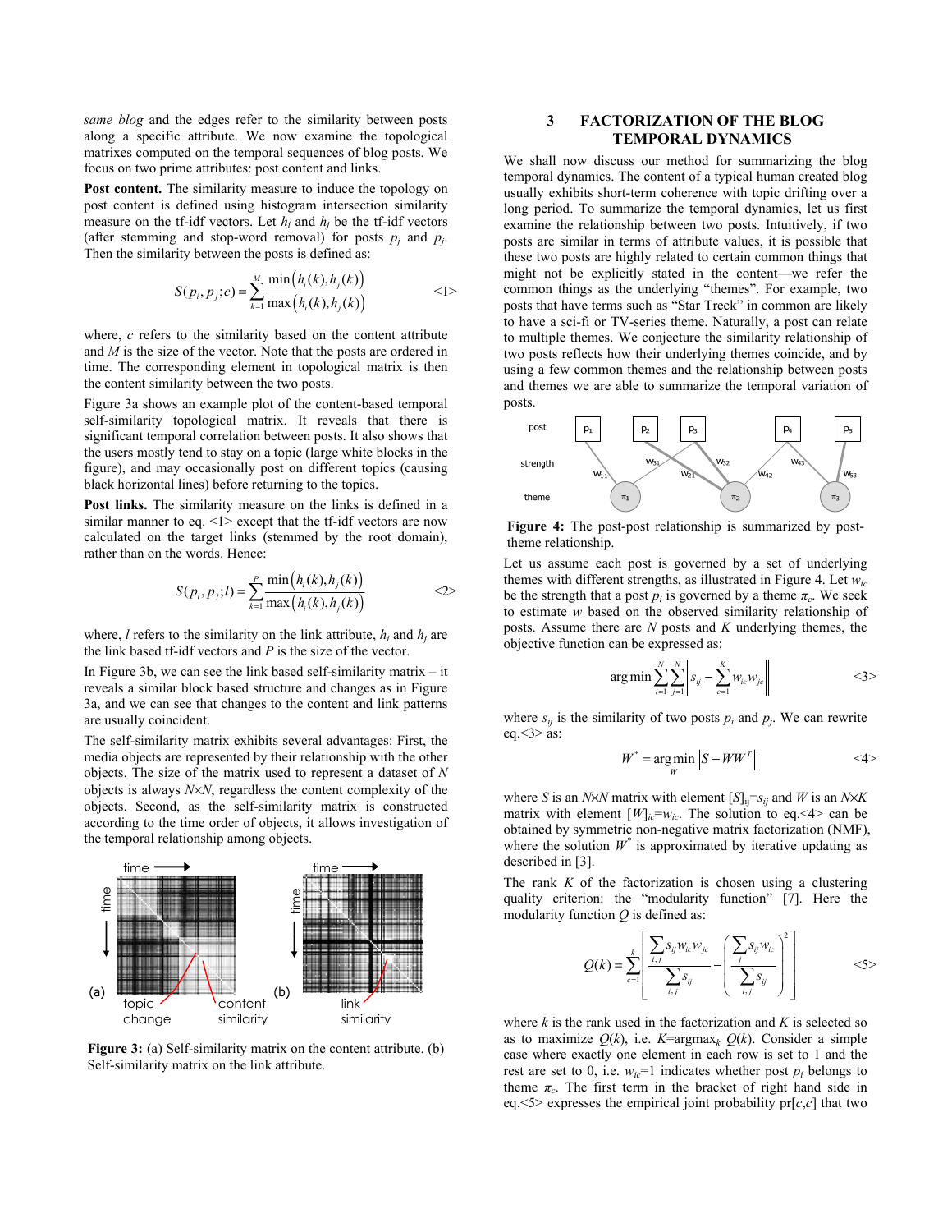*same blog* and the edges refer to the similarity between posts along a specific attribute. We now examine the topological matrixes computed on the temporal sequences of blog posts. We focus on two prime attributes: post content and links.

**Post content.** The similarity measure to induce the topology on post content is defined using histogram intersection similarity measure on the tf-idf vectors. Let $h_i$ and $h_j$ be the tf-idf vectors (after stemming and stop-word removal) for posts $p_j$ and $p_j$. Then the similarity between the posts is defined as:

$$S(p_i, p_j; c) = \sum_{k=1}^{M} \frac{\min\left(h_i(k), h_j(k)\right)}{\max\left(h_i(k), h_j(k)\right)} \qquad \text{<1>}$$

where, $c$ refers to the similarity based on the content attribute and $M$ is the size of the vector. Note that the posts are ordered in time. The corresponding element in topological matrix is then the content similarity between the two posts.

Figure 3a shows an example plot of the content-based temporal self-similarity topological matrix. It reveals that there is significant temporal correlation between posts. It also shows that the users mostly tend to stay on a topic (large white blocks in the figure), and may occasionally post on different topics (causing black horizontal lines) before returning to the topics.

**Post links.** The similarity measure on the links is defined in a similar manner to eq. <1> except that the tf-idf vectors are now calculated on the target links (stemmed by the root domain), rather than on the words. Hence:

$$S(p_i, p_j; l) = \sum_{k=1}^{P} \frac{\min\left(h_i(k), h_j(k)\right)}{\max\left(h_i(k), h_j(k)\right)} \qquad \text{<2>}$$

where, $l$ refers to the similarity on the link attribute, $h_i$ and $h_j$ are the link based tf-idf vectors and $P$ is the size of the vector.

In Figure 3b, we can see the link based self-similarity matrix – it reveals a similar block based structure and changes as in Figure 3a, and we can see that changes to the content and link patterns are usually coincident.

The self-similarity matrix exhibits several advantages: First, the media objects are represented by their relationship with the other objects. The size of the matrix used to represent a dataset of $N$ objects is always $N \times N$, regardless the content complexity of the objects. Second, as the self-similarity matrix is constructed according to the time order of objects, it allows investigation of the temporal relationship among objects.

**Figure 3:** (a) Self-similarity matrix on the content attribute. (b) Self-similarity matrix on the link attribute.

## 3 FACTORIZATION OF THE BLOG TEMPORAL DYNAMICS

We shall now discuss our method for summarizing the blog temporal dynamics. The content of a typical human created blog usually exhibits short-term coherence with topic drifting over a long period. To summarize the temporal dynamics, let us first examine the relationship between two posts. Intuitively, if two posts are similar in terms of attribute values, it is possible that these two posts are highly related to certain common things that might not be explicitly stated in the content—we refer the common things as the underlying "themes". For example, two posts that have terms such as "Star Treck" in common are likely to have a sci-fi or TV-series theme. Naturally, a post can relate to multiple themes. We conjecture the similarity relationship of two posts reflects how their underlying themes coincide, and by using a few common themes and the relationship between posts and themes we are able to summarize the temporal variation of posts.

**Figure 4:** The post-post relationship is summarized by post-theme relationship.

Let us assume each post is governed by a set of underlying themes with different strengths, as illustrated in Figure 4. Let $w_{ic}$ be the strength that a post $p_i$ is governed by a theme $\pi_c$. We seek to estimate $w$ based on the observed similarity relationship of posts. Assume there are $N$ posts and $K$ underlying themes, the objective function can be expressed as:

$$\arg\min \sum_{i=1}^{N}\sum_{j=1}^{N} \left\| s_{ij} - \sum_{c=1}^{K} w_{ic} w_{jc} \right\| \qquad \text{<3>}$$

where $s_{ij}$ is the similarity of two posts $p_i$ and $p_j$. We can rewrite eq.<3> as:

$$W^* = \underset{W}{\arg\min} \left\| S - WW^T \right\| \qquad \text{<4>}$$

where $S$ is an $N \times N$ matrix with element $[S]_{ij}=s_{ij}$ and $W$ is an $N \times K$ matrix with element $[W]_{ic}=w_{ic}$. The solution to eq.<4> can be obtained by symmetric non-negative matrix factorization (NMF), where the solution $W^*$ is approximated by iterative updating as described in [3].

The rank $K$ of the factorization is chosen using a clustering quality criterion: the "modularity function" [7]. Here the modularity function $Q$ is defined as:

$$Q(k) = \sum_{c=1}^{k} \left[ \frac{\sum_{i,j} s_{ij} w_{ic} w_{jc}}{\sum_{i,j} s_{ij}} - \left( \frac{\sum_{j} s_{ij} w_{ic}}{\sum_{i,j} s_{ij}} \right)^2 \right] \qquad \text{<5>}$$

where $k$ is the rank used in the factorization and $K$ is selected so as to maximize $Q(k)$, i.e. $K$=argmax$_k$ $Q(k)$. Consider a simple case where exactly one element in each row is set to 1 and the rest are set to 0, i.e. $w_{ic}$=1 indicates whether post $p_i$ belongs to theme $\pi_c$. The first term in the bracket of right hand side in eq.<5> expresses the empirical joint probability pr[$c$,$c$] that two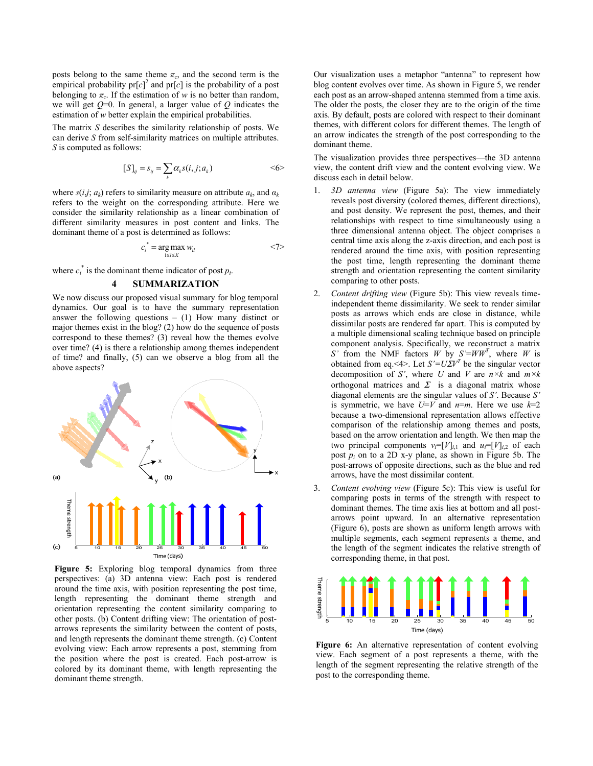posts belong to the same theme $\pi_c$, and the second term is the empirical probability $\text{pr}[c]^2$ and $\text{pr}[c]$ is the probability of a post belonging to $\pi_c$. If the estimation of $w$ is no better than random, we will get $Q$=0. In general, a larger value of $Q$ indicates the estimation of $w$ better explain the empirical probabilities.

The matrix $S$ describes the similarity relationship of posts. We can derive $S$ from self-similarity matrices on multiple attributes. $S$ is computed as follows:

$$[S]_{ij} = s_{ij} = \sum_k \alpha_k s(i,j;a_k) \qquad \text{<6>}$$

where $s(i,j;\, a_k)$ refers to similarity measure on attribute $a_k$, and $\alpha_k$ refers to the weight on the corresponding attribute. Here we consider the similarity relationship as a linear combination of different similarity measures in post content and links. The dominant theme of a post is determined as follows:

$$c_i^* = \underset{1 \le l \le K}{\arg\max}\, w_{il} \qquad \text{<7>}$$

where $c_i^*$ is the dominant theme indicator of post $p_i$.

## 4 SUMMARIZATION

We now discuss our proposed visual summary for blog temporal dynamics. Our goal is to have the summary representation answer the following questions – (1) How many distinct or major themes exist in the blog? (2) how do the sequence of posts correspond to these themes? (3) reveal how the themes evolve over time? (4) is there a relationship among themes independent of time? and finally, (5) can we observe a blog from all the above aspects?

**Figure 5:** Exploring blog temporal dynamics from three perspectives: (a) 3D antenna view: Each post is rendered around the time axis, with position representing the post time, length representing the dominant theme strength and orientation representing the content similarity comparing to other posts. (b) Content drifting view: The orientation of post-arrows represents the similarity between the content of posts, and length represents the dominant theme strength. (c) Content evolving view: Each arrow represents a post, stemming from the position where the post is created. Each post-arrow is colored by its dominant theme, with length representing the dominant theme strength.

Our visualization uses a metaphor "antenna" to represent how blog content evolves over time. As shown in Figure 5, we render each post as an arrow-shaped antenna stemmed from a time axis. The older the posts, the closer they are to the origin of the time axis. By default, posts are colored with respect to their dominant themes, with different colors for different themes. The length of an arrow indicates the strength of the post corresponding to the dominant theme.

The visualization provides three perspectives—the 3D antenna view, the content drift view and the content evolving view. We discuss each in detail below.

1. *3D antenna view* (Figure 5a): The view immediately reveals post diversity (colored themes, different directions), and post density. We represent the post, themes, and their relationships with respect to time simultaneously using a three dimensional antenna object. The object comprises a central time axis along the z-axis direction, and each post is rendered around the time axis, with position representing the post time, length representing the dominant theme strength and orientation representing the content similarity comparing to other posts.
2. *Content drifting view* (Figure 5b): This view reveals time-independent theme dissimilarity. We seek to render similar posts as arrows which ends are close in distance, while dissimilar posts are rendered far apart. This is computed by a multiple dimensional scaling technique based on principle component analysis. Specifically, we reconstruct a matrix $S'$ from the NMF factors $W$ by $S'=WW^T$, where $W$ is obtained from eq.<4>. Let $S'=U\Sigma V^T$ be the singular vector decomposition of $S'$, where $U$ and $V$ are $n \times k$ and $m \times k$ orthogonal matrices and $\Sigma$ is a diagonal matrix whose diagonal elements are the singular values of $S'$. Because $S'$ is symmetric, we have $U$=$V$ and $n$=$m$. Here we use $k$=2 because a two-dimensional representation allows effective comparison of the relationship among themes and posts, based on the arrow orientation and length. We then map the two principal components $v_i=[V]_{i,1}$ and $u_i=[V]_{i,2}$ of each post $p_i$ on to a 2D x-y plane, as shown in Figure 5b. The post-arrows of opposite directions, such as the blue and red arrows, have the most dissimilar content.
3. *Content evolving view* (Figure 5c): This view is useful for comparing posts in terms of the strength with respect to dominant themes. The time axis lies at bottom and all post-arrows point upward. In an alternative representation (Figure 6), posts are shown as uniform length arrows with multiple segments, each segment represents a theme, and the length of the segment indicates the relative strength of corresponding theme, in that post.

**Figure 6:** An alternative representation of content evolving view. Each segment of a post represents a theme, with the length of the segment representing the relative strength of the post to the corresponding theme.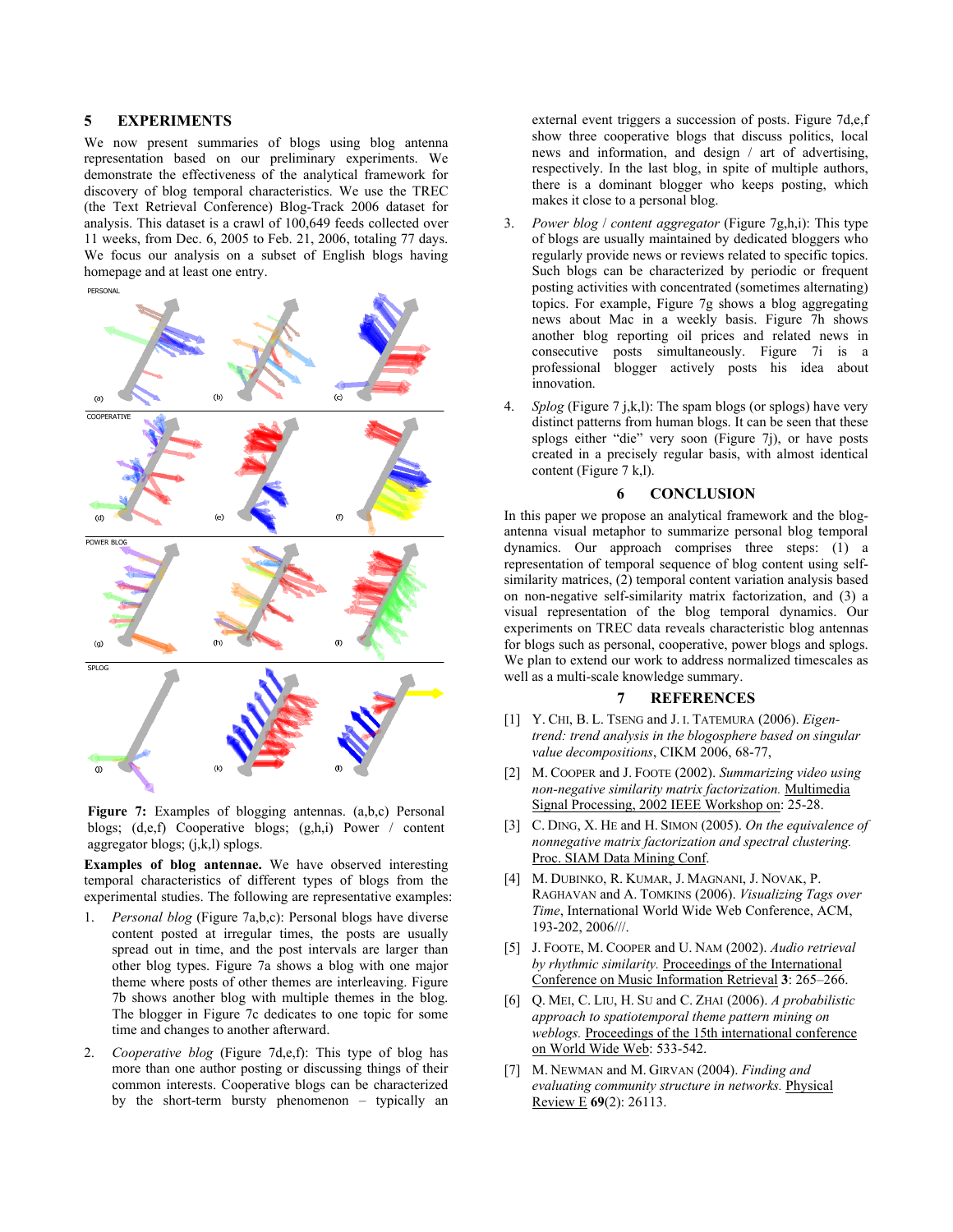## 5 EXPERIMENTS

We now present summaries of blogs using blog antenna representation based on our preliminary experiments. We demonstrate the effectiveness of the analytical framework for discovery of blog temporal characteristics. We use the TREC (the Text Retrieval Conference) Blog-Track 2006 dataset for analysis. This dataset is a crawl of 100,649 feeds collected over 11 weeks, from Dec. 6, 2005 to Feb. 21, 2006, totaling 77 days. We focus our analysis on a subset of English blogs having homepage and at least one entry.

PERSONAL

(a) (b) (c)

COOPERATIVE

(d) (e) (f)

POWER BLOG

(g) (h) (i)

SPLOG

(j) (k) (l)

**Figure 7:** Examples of blogging antennas. (a,b,c) Personal blogs; (d,e,f) Cooperative blogs; (g,h,i) Power / content aggregator blogs; (j,k,l) splogs.

**Examples of blog antennae.** We have observed interesting temporal characteristics of different types of blogs from the experimental studies. The following are representative examples:

1. *Personal blog* (Figure 7a,b,c): Personal blogs have diverse content posted at irregular times, the posts are usually spread out in time, and the post intervals are larger than other blog types. Figure 7a shows a blog with one major theme where posts of other themes are interleaving. Figure 7b shows another blog with multiple themes in the blog. The blogger in Figure 7c dedicates to one topic for some time and changes to another afterward.

2. *Cooperative blog* (Figure 7d,e,f): This type of blog has more than one author posting or discussing things of their common interests. Cooperative blogs can be characterized by the short-term bursty phenomenon – typically an external event triggers a succession of posts. Figure 7d,e,f show three cooperative blogs that discuss politics, local news and information, and design / art of advertising, respectively. In the last blog, in spite of multiple authors, there is a dominant blogger who keeps posting, which makes it close to a personal blog.

3. *Power blog* / *content aggregator* (Figure 7g,h,i): This type of blogs are usually maintained by dedicated bloggers who regularly provide news or reviews related to specific topics. Such blogs can be characterized by periodic or frequent posting activities with concentrated (sometimes alternating) topics. For example, Figure 7g shows a blog aggregating news about Mac in a weekly basis. Figure 7h shows another blog reporting oil prices and related news in consecutive posts simultaneously. Figure 7i is a professional blogger actively posts his idea about innovation.

4. *Splog* (Figure 7 j,k,l): The spam blogs (or splogs) have very distinct patterns from human blogs. It can be seen that these splogs either "die" very soon (Figure 7j), or have posts created in a precisely regular basis, with almost identical content (Figure 7 k,l).

## 6 CONCLUSION

In this paper we propose an analytical framework and the blog-antenna visual metaphor to summarize personal blog temporal dynamics. Our approach comprises three steps: (1) a representation of temporal sequence of blog content using self-similarity matrices, (2) temporal content variation analysis based on non-negative self-similarity matrix factorization, and (3) a visual representation of the blog temporal dynamics. Our experiments on TREC data reveals characteristic blog antennas for blogs such as personal, cooperative, power blogs and splogs. We plan to extend our work to address normalized timescales as well as a multi-scale knowledge summary.

## 7 REFERENCES

[1] Y. Chi, B. L. Tseng and J. I. Tatemura (2006). *Eigen-trend: trend analysis in the blogosphere based on singular value decompositions*, CIKM 2006, 68-77,

[2] M. Cooper and J. Foote (2002). *Summarizing video using non-negative similarity matrix factorization.* Multimedia Signal Processing, 2002 IEEE Workshop on: 25-28.

[3] C. Ding, X. He and H. Simon (2005). *On the equivalence of nonnegative matrix factorization and spectral clustering.* Proc. SIAM Data Mining Conf.

[4] M. Dubinko, R. Kumar, J. Magnani, J. Novak, P. Raghavan and A. Tomkins (2006). *Visualizing Tags over Time*, International World Wide Web Conference, ACM, 193-202, 2006///.

[5] J. Foote, M. Cooper and U. Nam (2002). *Audio retrieval by rhythmic similarity.* Proceedings of the International Conference on Music Information Retrieval **3**: 265–266.

[6] Q. Mei, C. Liu, H. Su and C. Zhai (2006). *A probabilistic approach to spatiotemporal theme pattern mining on weblogs.* Proceedings of the 15th international conference on World Wide Web: 533-542.

[7] M. Newman and M. Girvan (2004). *Finding and evaluating community structure in networks.* Physical Review E **69**(2): 26113.